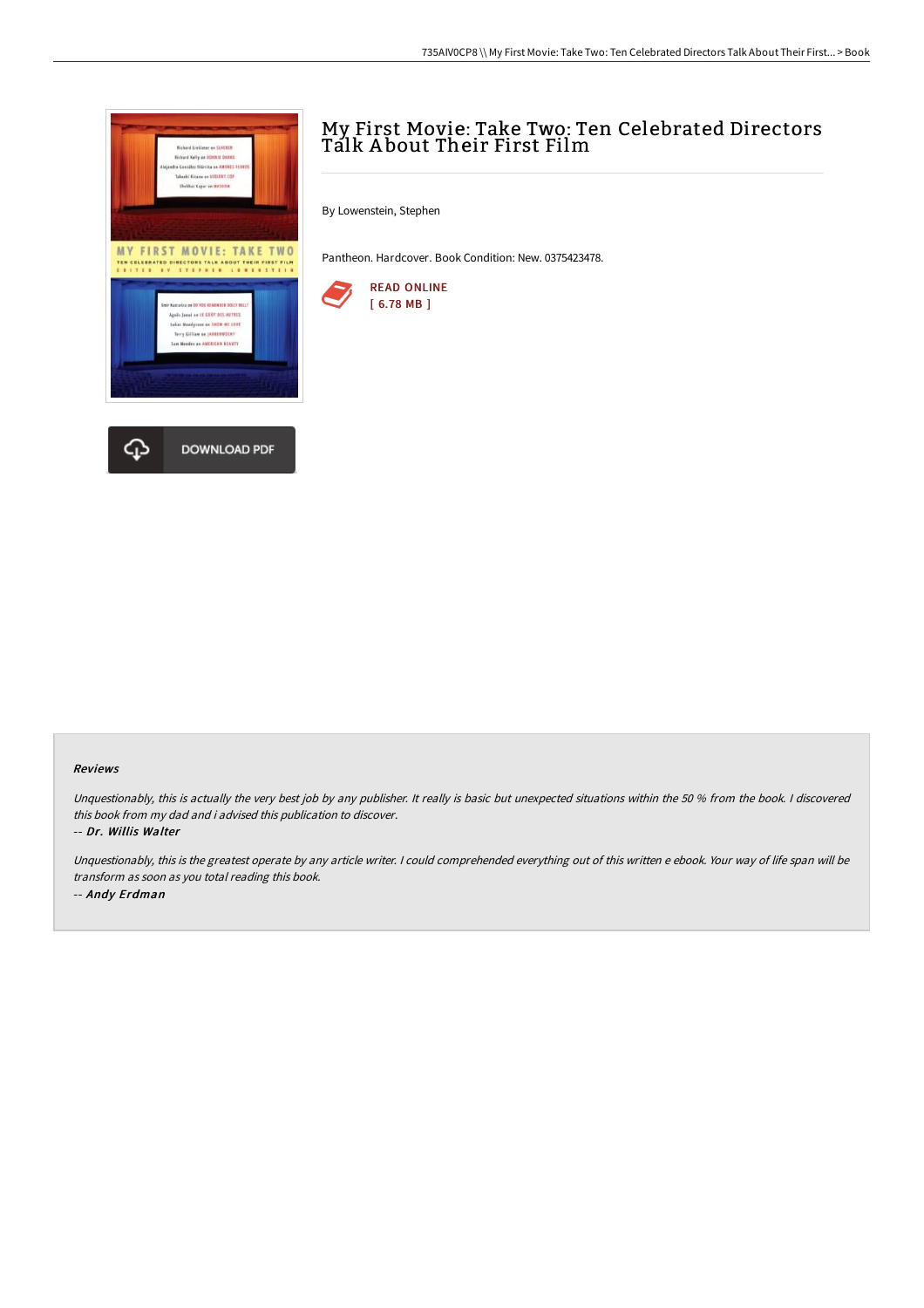# My First Movie: Take Two: Ten Celebrated Directors Talk About Their First Film

By Lowenstein, Stephen

Pantheon. Hardcover. Book Condition: New. 0375423478.

READ ONLINE
[ 6.78 MB ]

DOWNLOAD PDF

### Reviews

*Unquestionably, this is actually the very best job by any publisher. It really is basic but unexpected situations within the 50 % from the book. I discovered this book from my dad and i advised this publication to discover.*

*-- **Dr. Willis Walter***

*Unquestionably, this is the greatest operate by any article writer. I could comprehended everything out of this written e ebook. Your way of life span will be transform as soon as you total reading this book.*

*-- **Andy Erdman***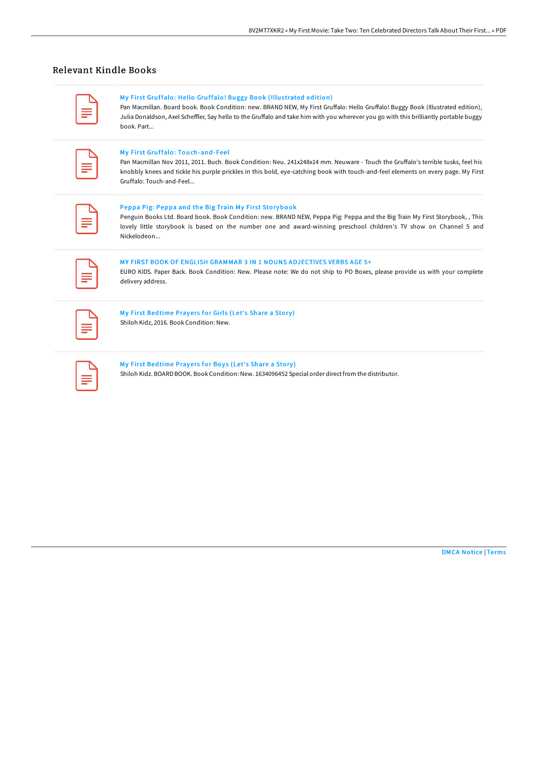## Relevant Kindle Books

### My First Gruffalo: Hello Gruffalo! Buggy Book (Illustrated edition)

Pan Macmillan. Board book. Book Condition: new. BRAND NEW, My First Gruffalo: Hello Gruffalo! Buggy Book (Illustrated edition), Julia Donaldson, Axel Scheffler, Say hello to the Gruffalo and take him with you wherever you go with this brilliantly portable buggy book. Part...

### My First Gruffalo: Touch-and-Feel

Pan Macmillan Nov 2011, 2011. Buch. Book Condition: Neu. 241x248x14 mm. Neuware - Touch the Gruffalo's terrible tusks, feel his knobbly knees and tickle his purple prickles in this bold, eye-catching book with touch-and-feel elements on every page. My First Gruffalo: Touch-and-Feel...

### Peppa Pig: Peppa and the Big Train My First Storybook

Penguin Books Ltd. Board book. Book Condition: new. BRAND NEW, Peppa Pig: Peppa and the Big Train My First Storybook, , This lovely little storybook is based on the number one and award-winning preschool children's TV show on Channel 5 and Nickelodeon...

### MY FIRST BOOK OF ENGLISH GRAMMAR 3 IN 1 NOUNS ADJECTIVES VERBS AGE 5+

EURO KIDS. Paper Back. Book Condition: New. Please note: We do not ship to PO Boxes, please provide us with your complete delivery address.

### My First Bedtime Prayers for Girls (Let's Share a Story)

Shiloh Kidz, 2016. Book Condition: New.

### My First Bedtime Prayers for Boys (Let's Share a Story)

Shiloh Kidz. BOARD BOOK. Book Condition: New. 1634096452 Special order direct from the distributor.